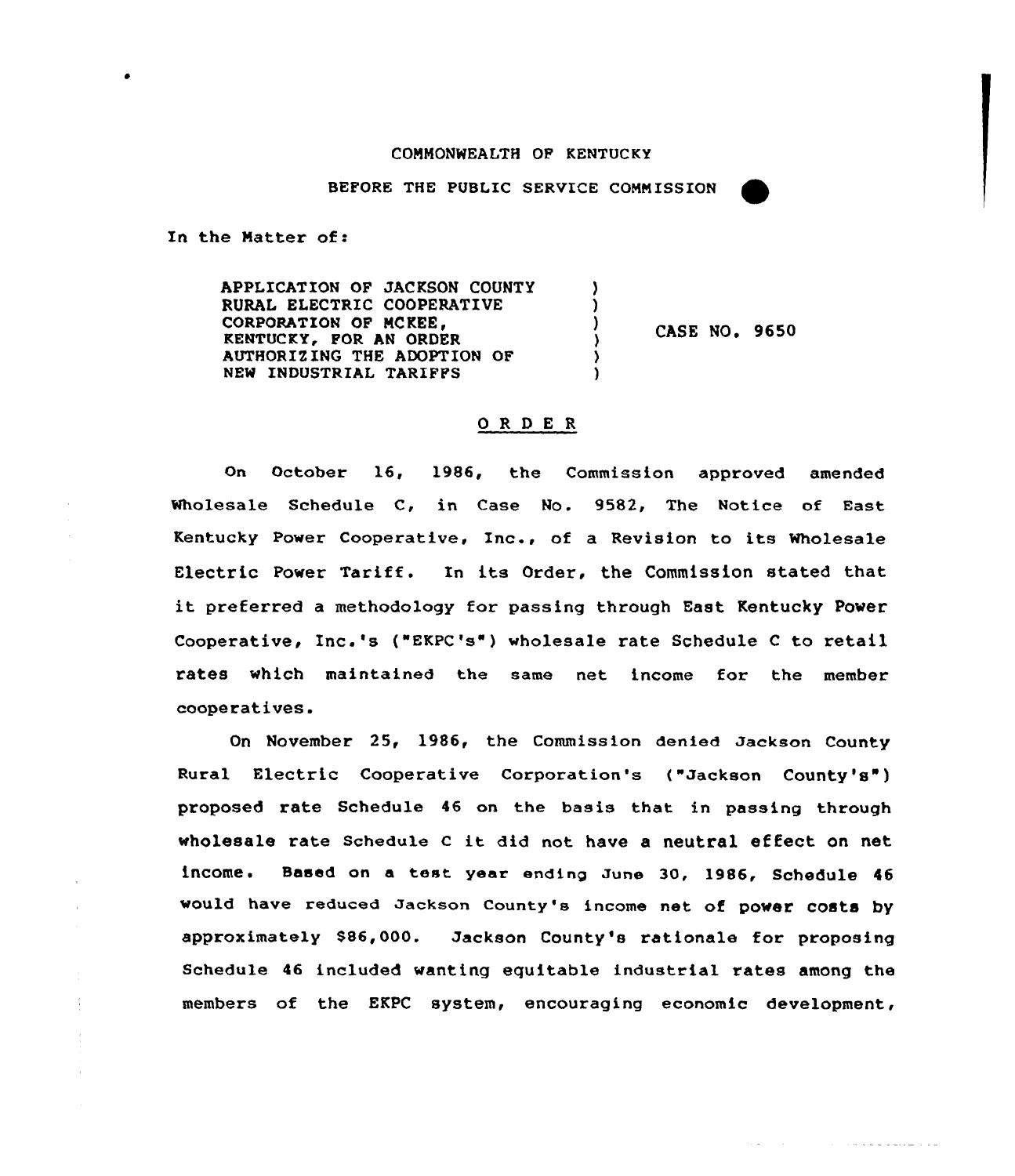COMMONWEALTH OF KENTUCKY

BEFORE THE PUBLIC SERVICE COMMISSION

In the Matter of:

APPLICATION OF JACKSON COUNTY RURAL ELECTRIC COOPERATIVE CORPORATION OF MCKEE, KENTUCKY, FOR AN ORDER AUTHORIZING THE ADOPTION OF NEW INDUSTRIAL TARIFFS ) CASE NO. 9650

O R D E R

On October 16, 1986, the Commission approved amended Wholesale Schedule C, in Case No. 9582, The Notice of East Kentucky Power Cooperative, Inc., of a Revision to its Wholesale Electric Power Tariff. In its Order, the Commission stated that it preferred a methodology for passing through East Kentucky Power Cooperative, Inc.'s ("EKPC's") wholesale rate Schedule C to retail rates which maintained the same net income for the member cooperatives.

On November 25, 1986, the Commission denied Jackson County Rural Electric Cooperative Corporation's ("Jackson County's") proposed rate Schedule 46 on the basis that in passing through wholesale rate Schedule C it did not have a neutral effect on net income. Based on a test year ending June 30, 1986, Schedule 46 would have reduced Jackson County's income net of power costs by approximately $86,000. Jackson County's rationale for proposing Schedule 46 included wanting equitable industrial rates among the members of the EKPC system, encouraging economic development,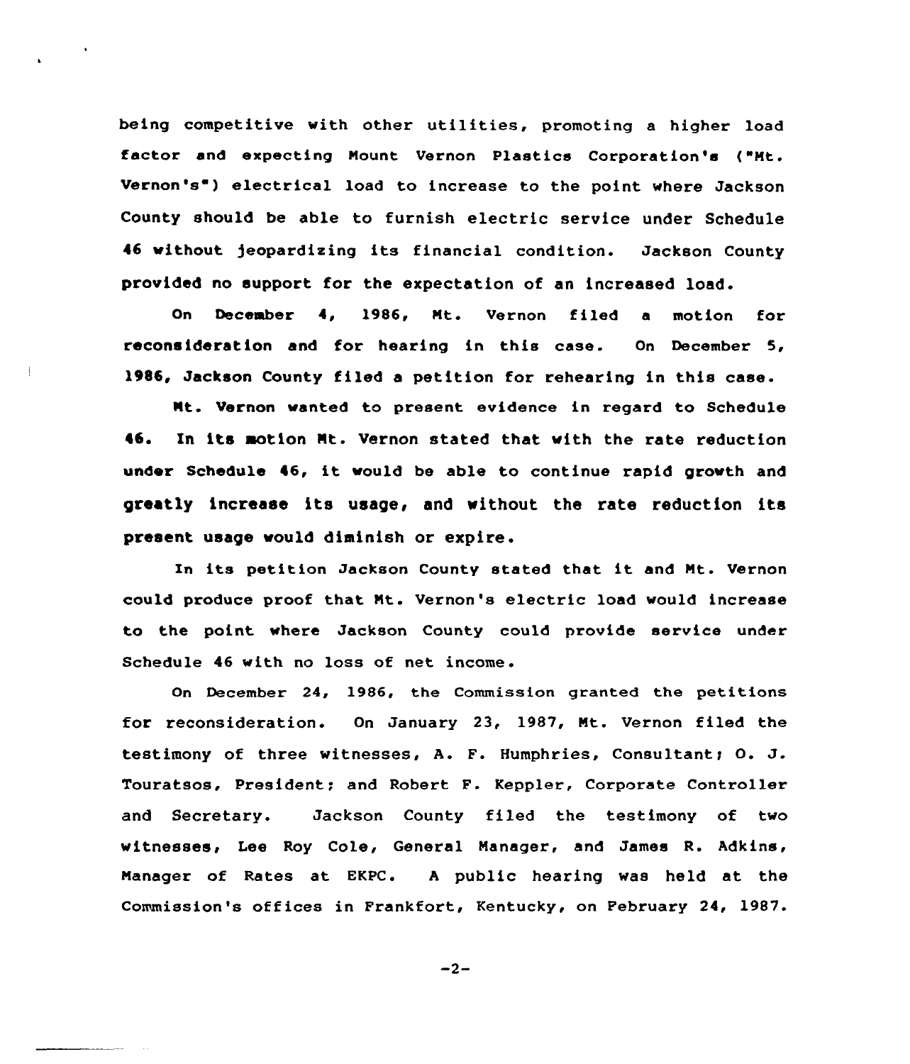being competitive with other utilities, promoting a higher load factor and expecting Mount Vernon Plastics Corporation's ("Mt. Vernon's") electrical load to increase to the point where Jackson County should be able to furnish electric service under Schedule 46 without jeopardizing its financial condition. Jackson County provided no support for the expectation of an increased load.

On December 4, 1986, Mt. Vernon filed a motion for reconsideration and for hearing in this case. On December 5, 1986, Jackson County filed a petition for rehearing in this case.

Mt. Vernon wanted to present evidence in regard to Schedule 46. In its motion Mt. Vernon stated that with the rate reduction under Schedule 46, it would be able to continue rapid growth and greatly increase its usage, and without the rate reduction its present usage would diminish or expire.

In its petition Jackson County stated that it and Mt. Vernon could produce proof that Mt. Vernon's electric load would increase to the point where Jackson County could provide service under Schedule 46 with no loss of net income.

On December 24, 1986, the Commission granted the petitions for reconsideration. On January 23, 1987, Mt. Vernon filed the testimony of three witnesses, A. F. Humphries, Consultant; O. J. Touratsos, President; and Robert F. Keppler, Corporate Controller and Secretary. Jackson County filed the testimony of two witnesses, Lee Roy Cole, General Manager, and James R. Adkins, Manager of Rates at EKPC. A public hearing was held at the Commission's offices in Frankfort, Kentucky, on February 24, 1987.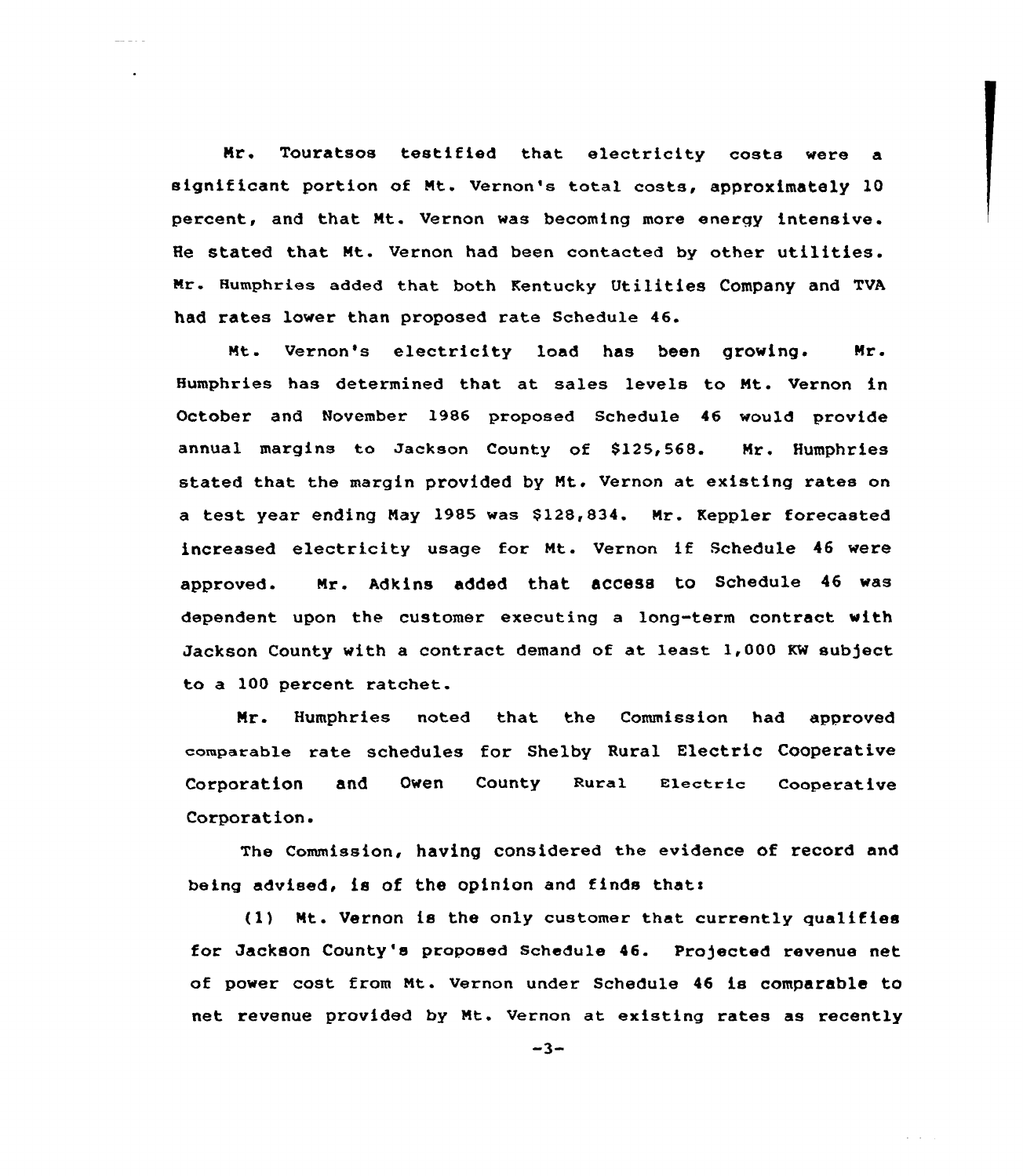Mr. Touratsos testified that electricity costs were a significant portion of Mt. Vernon's total costs, approximately 10 percent, and that Mt. Vernon was becoming more energy intensive. He stated that Mt. Vernon had been contacted by other utilities. Mr. Humphries added that both Kentucky Utilities Company and TVA had rates lower than proposed rate Schedule 46.

Mt. Vernon's electricity load has been growing. Mr. Humphries has determined that at sales levels to Mt. Vernon in October and November 1986 proposed Schedule 46 would provide annual margins to Jackson County of $125,568. Mr. Humphries stated that the margin provided by Mt. Vernon at existing rates on a test year ending May 1985 was $128,834. Mr. Keppler forecasted increased electricity usage for Mt. Vernon if Schedule 46 were approved. Mr. Adkins added that access to Schedule 46 was dependent upon the customer executing a long-term contract with Jackson County with a contract demand of at least 1,000 KW subject to a 100 percent ratchet.

Mr. Humphries noted that the Commission had approved comparable rate schedules for Shelby Rural Electric Cooperative Corporation and Owen County Rural Electric Cooperative Corporation.

The Commission, having considered the evidence of record and being advised, is of the opinion and finds that:

(1) Mt. Vernon is the only customer that currently qualifies for Jackson County's proposed Schedule 46. Projected revenue net of power cost from Mt. Vernon under Schedule 46 is comparable to net revenue provided by Mt. Vernon at existing rates as recently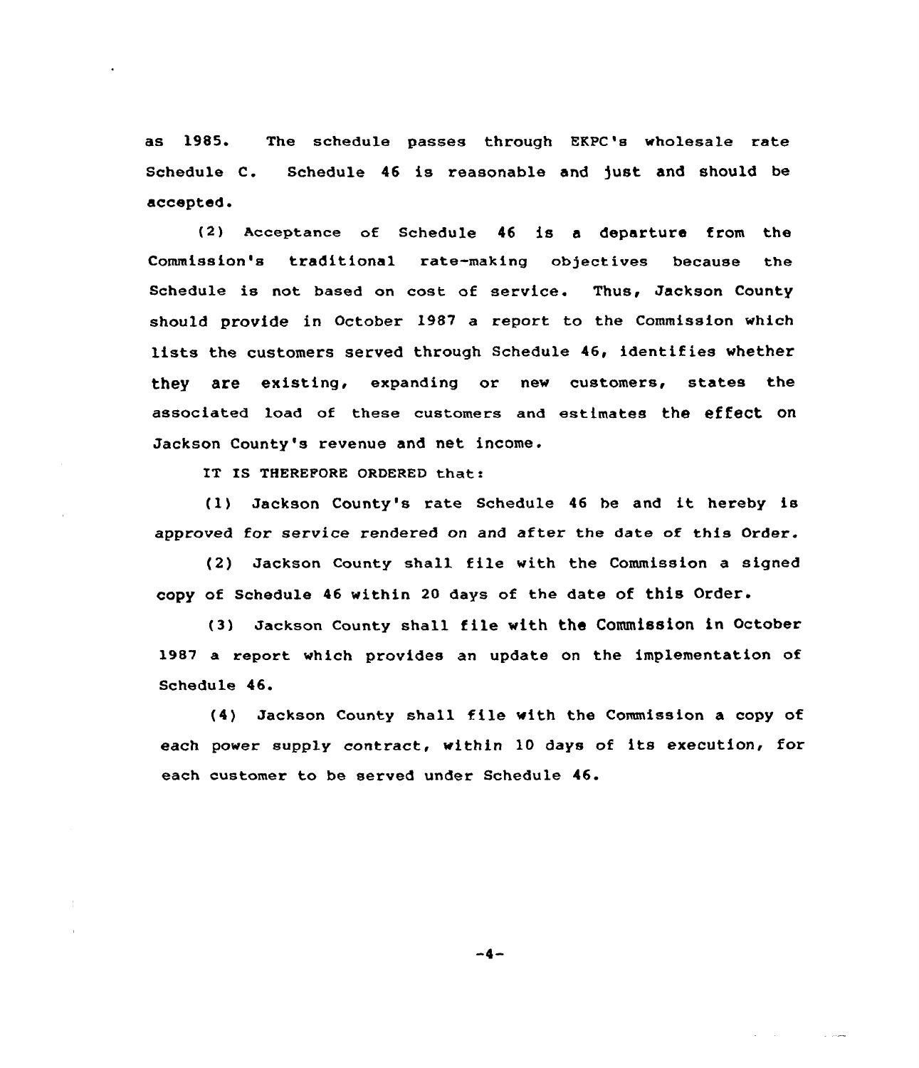as 1985. The schedule passes through EKPC's wholesale rate Schedule C. Schedule 46 is reasonable and just and should be accepted.

(2) Acceptance of Schedule 46 is a departure from the Commission's traditional rate-making objectives because the Schedule is not based on cost of service. Thus, Jackson County should provide in October 1987 a report to the Commission which lists the customers served through Schedule 46, identifies whether they are existing, expanding or new customers, states the associated load of these customers and estimates the effect on Jackson County's revenue and net income.

IT IS THEREFORE ORDERED that:

(1) Jackson County's rate Schedule 46 be and it hereby is approved for service rendered on and after the date of this Order.

(2) Jackson County shall file with the Commission a signed copy of Schedule 46 within 20 days of the date of this Order.

(3) Jackson County shall file with the Commission in October 1987 a report which provides an update on the implementation of Schedule 46.

(4) Jackson County shall file with the Commission a copy of each power supply contract, within 10 days of its execution, for each customer to be served under Schedule 46.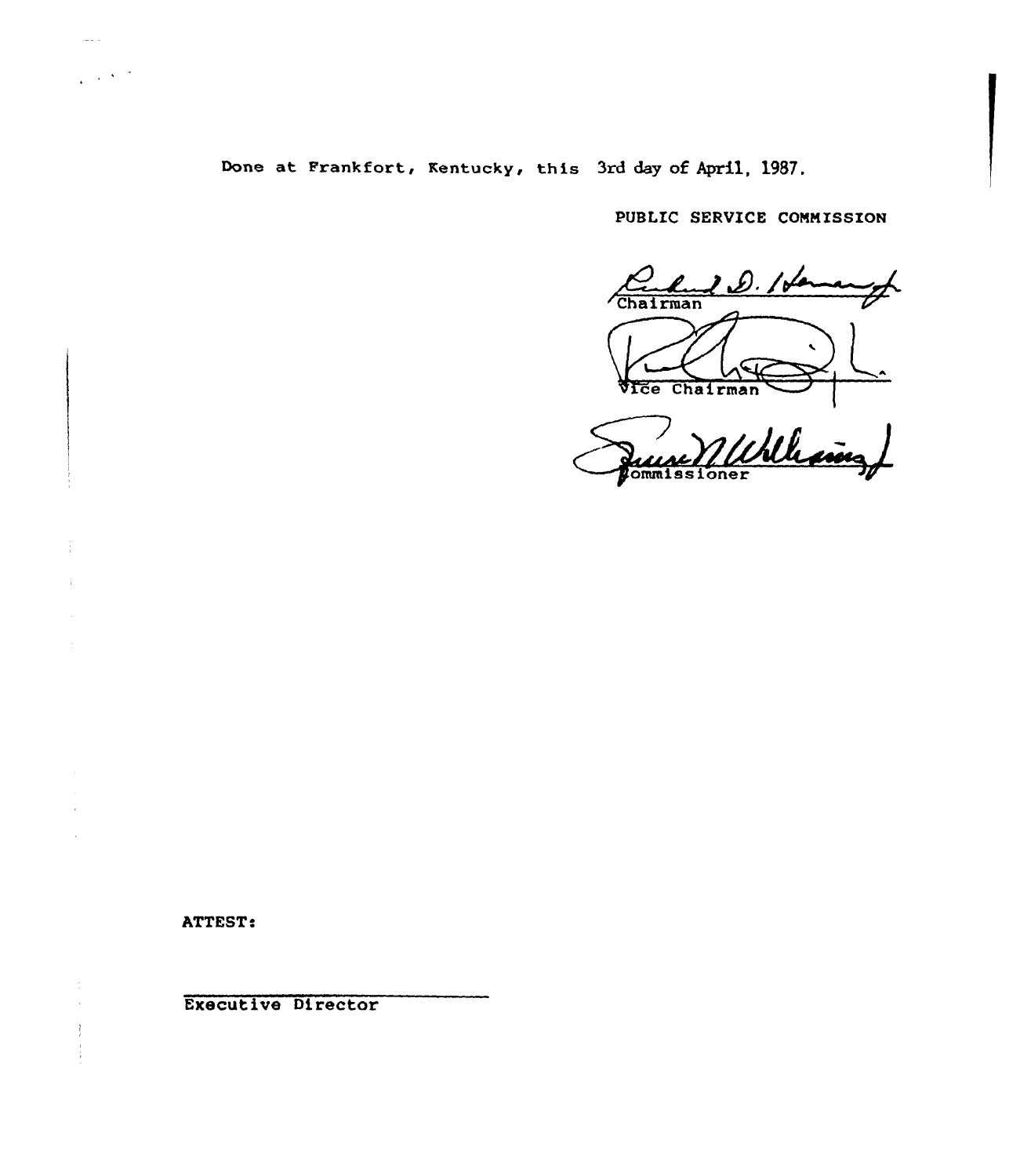Done at Frankfort, Kentucky, this 3rd day of April, 1987.

PUBLIC SERVICE COMMISSION

Chairman

Vice Chairman

Commissioner

ATTEST:

Executive Director